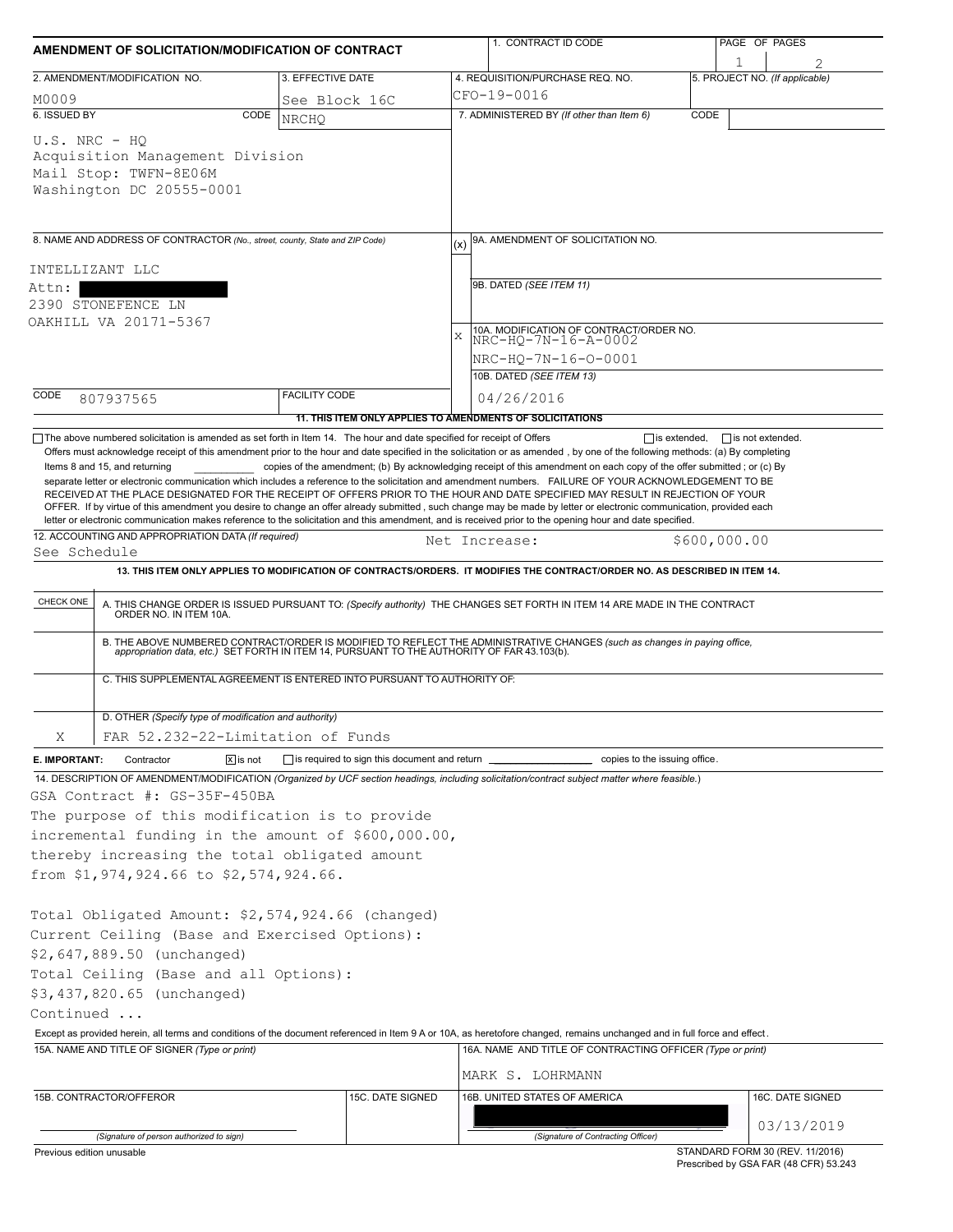# AMENDMENT OF SOLICITATION/MODIFICATION OF CONTRACT

| 1. CONTRACT ID CODE | PAGE OF PAGES |
|---|---|
| | 1 / 2 |

| 2. AMENDMENT/MODIFICATION NO. | 3. EFFECTIVE DATE | 4. REQUISITION/PURCHASE REQ. NO. | 5. PROJECT NO. (If applicable) |
|---|---|---|---|
| M0009 | See Block 16C | CFO-19-0016 | |

**6. ISSUED BY** CODE NRCHQ

U.S. NRC - HQ
Acquisition Management Division
Mail Stop: TWFN-8E06M
Washington DC 20555-0001

**7. ADMINISTERED BY** (If other than Item 6) CODE

**8. NAME AND ADDRESS OF CONTRACTOR** (No., street, county, State and ZIP Code)

INTELLIZANT LLC
Attn: [REDACTED]
2390 STONEFENCE LN
OAKHILL VA 20171-5367

CODE 807937565 FACILITY CODE

(x) 9A. AMENDMENT OF SOLICITATION NO.

9B. DATED (SEE ITEM 11)

X 10A. MODIFICATION OF CONTRACT/ORDER NO.
NRC-HQ-7N-16-A-0002
NRC-HQ-7N-16-O-0001

10B. DATED (SEE ITEM 13)
04/26/2016

**11. THIS ITEM ONLY APPLIES TO AMENDMENTS OF SOLICITATIONS**

☐ The above numbered solicitation is amended as set forth in Item 14. The hour and date specified for receipt of Offers ☐ is extended, ☐ is not extended.
Offers must acknowledge receipt of this amendment prior to the hour and date specified in the solicitation or as amended, by one of the following methods: (a) By completing Items 8 and 15, and returning ________ copies of the amendment; (b) By acknowledging receipt of this amendment on each copy of the offer submitted ; or (c) By separate letter or electronic communication which includes a reference to the solicitation and amendment numbers. FAILURE OF YOUR ACKNOWLEDGEMENT TO BE RECEIVED AT THE PLACE DESIGNATED FOR THE RECEIPT OF OFFERS PRIOR TO THE HOUR AND DATE SPECIFIED MAY RESULT IN REJECTION OF YOUR OFFER. If by virtue of this amendment you desire to change an offer already submitted , such change may be made by letter or electronic communication, provided each letter or electronic communication makes reference to the solicitation and this amendment, and is received prior to the opening hour and date specified.

**12. ACCOUNTING AND APPROPRIATION DATA** (If required)
See Schedule — Net Increase: $600,000.00

**13. THIS ITEM ONLY APPLIES TO MODIFICATION OF CONTRACTS/ORDERS. IT MODIFIES THE CONTRACT/ORDER NO. AS DESCRIBED IN ITEM 14.**

| CHECK ONE | |
|---|---|
| | A. THIS CHANGE ORDER IS ISSUED PURSUANT TO: (Specify authority) THE CHANGES SET FORTH IN ITEM 14 ARE MADE IN THE CONTRACT ORDER NO. IN ITEM 10A. |
| | B. THE ABOVE NUMBERED CONTRACT/ORDER IS MODIFIED TO REFLECT THE ADMINISTRATIVE CHANGES (such as changes in paying office, appropriation data, etc.) SET FORTH IN ITEM 14, PURSUANT TO THE AUTHORITY OF FAR 43.103(b). |
| | C. THIS SUPPLEMENTAL AGREEMENT IS ENTERED INTO PURSUANT TO AUTHORITY OF: |
| X | D. OTHER (Specify type of modification and authority) FAR 52.232-22-Limitation of Funds |

**E. IMPORTANT:** Contractor ☒ is not ☐ is required to sign this document and return ________ copies to the issuing office.

**14. DESCRIPTION OF AMENDMENT/MODIFICATION** (Organized by UCF section headings, including solicitation/contract subject matter where feasible.)

GSA Contract #: GS-35F-450BA

The purpose of this modification is to provide incremental funding in the amount of $600,000.00, thereby increasing the total obligated amount from $1,974,924.66 to $2,574,924.66.

Total Obligated Amount: $2,574,924.66 (changed)
Current Ceiling (Base and Exercised Options): $2,647,889.50 (unchanged)
Total Ceiling (Base and all Options): $3,437,820.65 (unchanged)

Continued ...

Except as provided herein, all terms and conditions of the document referenced in Item 9 A or 10A, as heretofore changed, remains unchanged and in full force and effect.

| 15A. NAME AND TITLE OF SIGNER (Type or print) | | 16A. NAME AND TITLE OF CONTRACTING OFFICER (Type or print) | |
|---|---|---|---|
| | | MARK S. LOHRMANN | |
| 15B. CONTRACTOR/OFFEROR | 15C. DATE SIGNED | 16B. UNITED STATES OF AMERICA | 16C. DATE SIGNED |
| (Signature of person authorized to sign) | | [REDACTED] (Signature of Contracting Officer) | 03/13/2019 |

Previous edition unusable — STANDARD FORM 30 (REV. 11/2016) Prescribed by GSA FAR (48 CFR) 53.243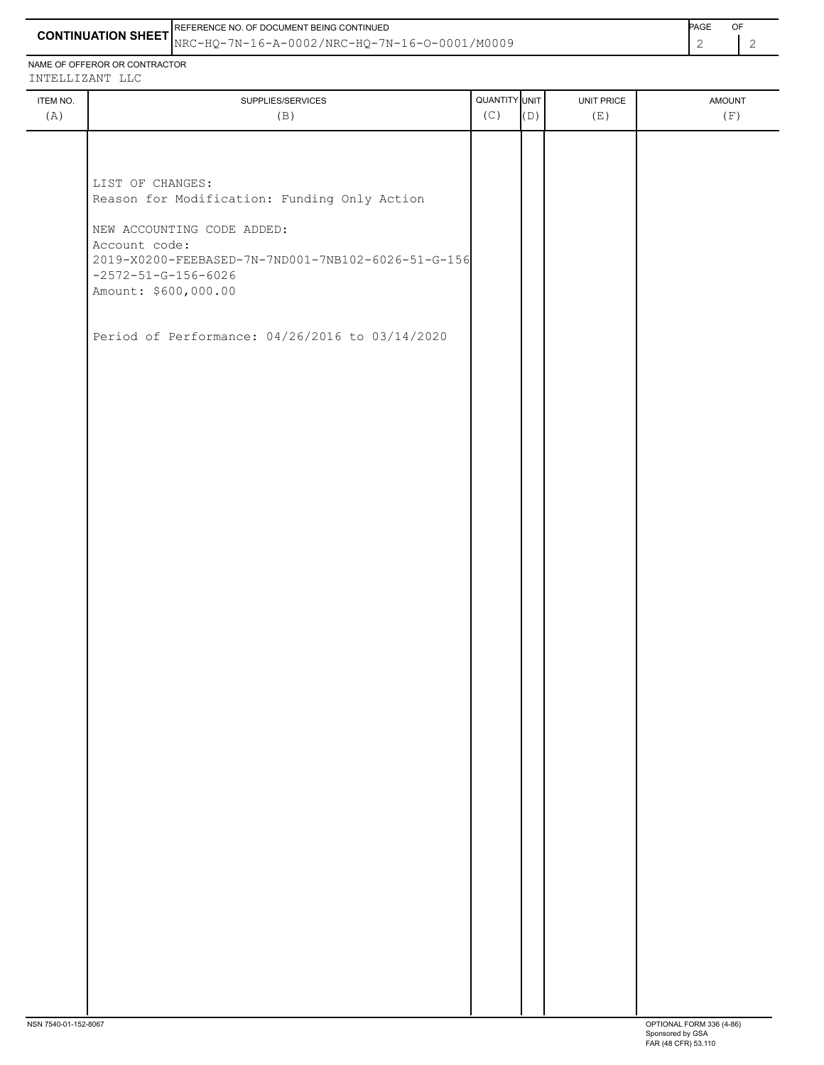**CONTINUATION SHEET**

REFERENCE NO. OF DOCUMENT BEING CONTINUED
NRC-HQ-7N-16-A-0002/NRC-HQ-7N-16-O-0001/M0009

NAME OF OFFEROR OR CONTRACTOR
INTELLIZANT LLC

| ITEM NO. (A) | SUPPLIES/SERVICES (B) | QUANTITY (C) | UNIT (D) | UNIT PRICE (E) | AMOUNT (F) |
|---|---|---|---|---|---|
| | LIST OF CHANGES:<br>Reason for Modification: Funding Only Action<br><br>NEW ACCOUNTING CODE ADDED:<br>Account code:<br>2019-X0200-FEEBASED-7N-7ND001-7NB102-6026-51-G-156-2572-51-G-156-6026<br>Amount: $600,000.00<br><br>Period of Performance: 04/26/2016 to 03/14/2020 | | | | |

NSN 7540-01-152-8067

OPTIONAL FORM 336 (4-86)
Sponsored by GSA
FAR (48 CFR) 53.110